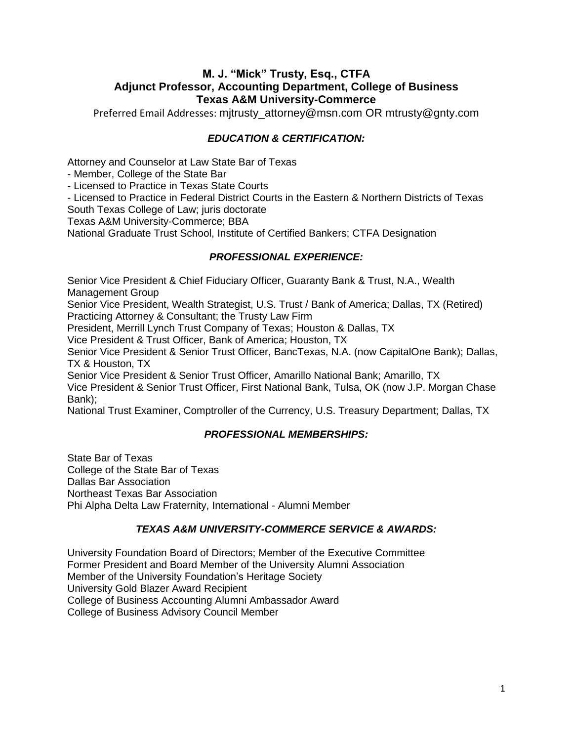# M. J. "Mick" Trusty, Esq., CTFA
## Adjunct Professor, Accounting Department, College of Business
## Texas A&M University-Commerce

Preferred Email Addresses: mjtrusty_attorney@msn.com OR mtrusty@gnty.com

### *EDUCATION & CERTIFICATION:*

Attorney and Counselor at Law State Bar of Texas
- Member, College of the State Bar
- Licensed to Practice in Texas State Courts
- Licensed to Practice in Federal District Courts in the Eastern & Northern Districts of Texas

South Texas College of Law; juris doctorate
Texas A&M University-Commerce; BBA
National Graduate Trust School, Institute of Certified Bankers; CTFA Designation

### *PROFESSIONAL EXPERIENCE:*

Senior Vice President & Chief Fiduciary Officer, Guaranty Bank & Trust, N.A., Wealth Management Group
Senior Vice President, Wealth Strategist, U.S. Trust / Bank of America; Dallas, TX (Retired)
Practicing Attorney & Consultant; the Trusty Law Firm
President, Merrill Lynch Trust Company of Texas; Houston & Dallas, TX
Vice President & Trust Officer, Bank of America; Houston, TX
Senior Vice President & Senior Trust Officer, BancTexas, N.A. (now CapitalOne Bank); Dallas, TX & Houston, TX
Senior Vice President & Senior Trust Officer, Amarillo National Bank; Amarillo, TX
Vice President & Senior Trust Officer, First National Bank, Tulsa, OK (now J.P. Morgan Chase Bank);
National Trust Examiner, Comptroller of the Currency, U.S. Treasury Department; Dallas, TX

### *PROFESSIONAL MEMBERSHIPS:*

State Bar of Texas
College of the State Bar of Texas
Dallas Bar Association
Northeast Texas Bar Association
Phi Alpha Delta Law Fraternity, International - Alumni Member

### *TEXAS A&M UNIVERSITY-COMMERCE SERVICE & AWARDS:*

University Foundation Board of Directors; Member of the Executive Committee
Former President and Board Member of the University Alumni Association
Member of the University Foundation's Heritage Society
University Gold Blazer Award Recipient
College of Business Accounting Alumni Ambassador Award
College of Business Advisory Council Member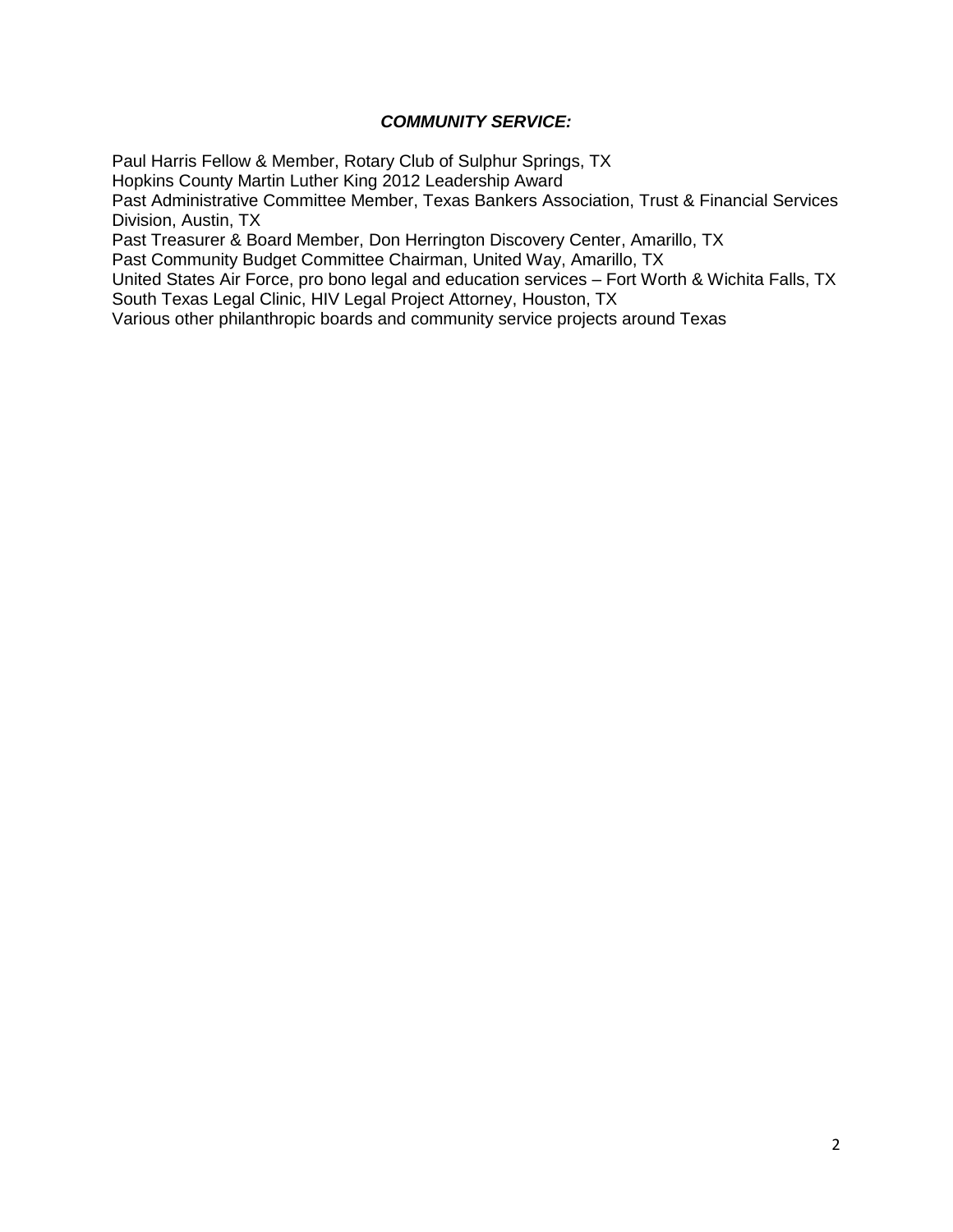## ***COMMUNITY SERVICE:***

Paul Harris Fellow & Member, Rotary Club of Sulphur Springs, TX
Hopkins County Martin Luther King 2012 Leadership Award
Past Administrative Committee Member, Texas Bankers Association, Trust & Financial Services Division, Austin, TX
Past Treasurer & Board Member, Don Herrington Discovery Center, Amarillo, TX
Past Community Budget Committee Chairman, United Way, Amarillo, TX
United States Air Force, pro bono legal and education services – Fort Worth & Wichita Falls, TX
South Texas Legal Clinic, HIV Legal Project Attorney, Houston, TX
Various other philanthropic boards and community service projects around Texas